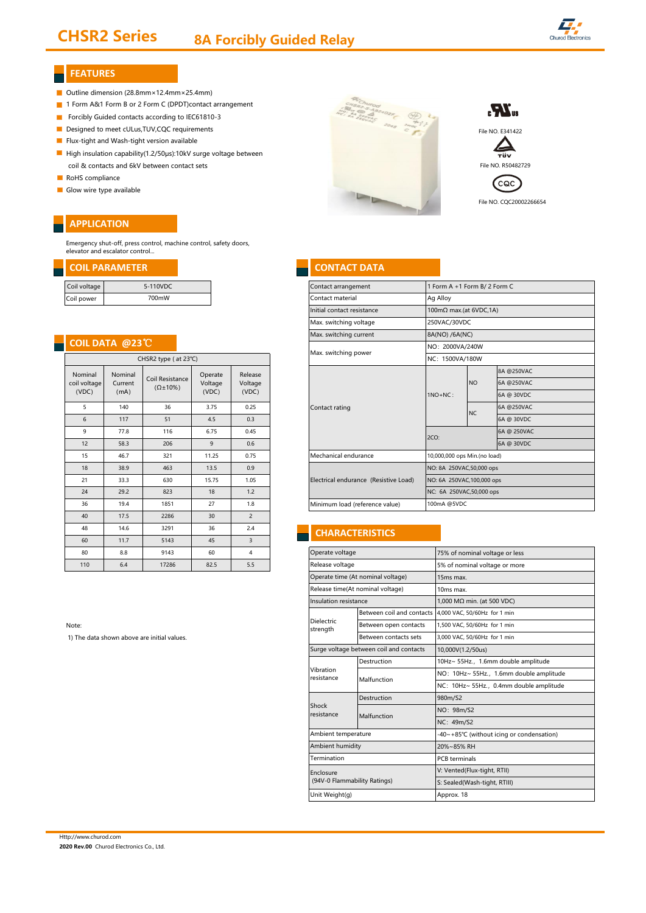# CHSR2 Series 8A Forcibly Guided Relay

## FEATURES

- Outline dimension (28.8mm×12.4mm×25.4mm)
- 1 Form A&1 Form B or 2 Form C (DPDT)contact arrangement
- Forcibly Guided contacts according to IEC61810-3
- Designed to meet cULus,TUV,CQC requirements
- Flux-tight and Wash-tight version available
- High insulation capability(1.2/50μs):10kV surge voltage between coil & contacts and 6kV between contact sets
- RoHS compliance
- Glow wire type available

File NO. E341422

File NO. R50482729

File NO. CQC20002266654

## APPLICATION

Emergency shut-off, press control, machine control, safety doors, elevator and escalator control...

## COIL PARAMETER

| Coil voltage | 5-110VDC |
|---|---|
| Coil power | 700mW |

## COIL DATA @23℃

CHSR2 type ( at 23℃)

| Nominal coil voltage (VDC) | Nominal Current (mA) | Coil Resistance (Ω±10%) | Operate Voltage (VDC) | Release Voltage (VDC) |
|---|---|---|---|---|
| 5 | 140 | 36 | 3.75 | 0.25 |
| 6 | 117 | 51 | 4.5 | 0.3 |
| 9 | 77.8 | 116 | 6.75 | 0.45 |
| 12 | 58.3 | 206 | 9 | 0.6 |
| 15 | 46.7 | 321 | 11.25 | 0.75 |
| 18 | 38.9 | 463 | 13.5 | 0.9 |
| 21 | 33.3 | 630 | 15.75 | 1.05 |
| 24 | 29.2 | 823 | 18 | 1.2 |
| 36 | 19.4 | 1851 | 27 | 1.8 |
| 40 | 17.5 | 2286 | 30 | 2 |
| 48 | 14.6 | 3291 | 36 | 2.4 |
| 60 | 11.7 | 5143 | 45 | 3 |
| 80 | 8.8 | 9143 | 60 | 4 |
| 110 | 6.4 | 17286 | 82.5 | 5.5 |

Note:

1) The data shown above are initial values.

## CONTACT DATA

| Item | | | Value |
|---|---|---|---|
| Contact arrangement | | | 1 Form A +1 Form B/ 2 Form C |
| Contact material | | | Ag Alloy |
| Initial contact resistance | | | 100mΩ max.(at 6VDC,1A) |
| Max. switching voltage | | | 250VAC/30VDC |
| Max. switching current | | | 8A(NO) /6A(NC) |
| Max. switching power | | | NO：2000VA/240W |
| | | | NC：1500VA/180W |
| Contact rating | 1NO+NC： | | 8A @250VAC |
| | | NO | 6A @250VAC |
| | | | 6A @ 30VDC |
| | | NC | 6A @250VAC |
| | | | 6A @ 30VDC |
| | 2CO: | | 6A @ 250VAC |
| | | | 6A @ 30VDC |
| Mechanical endurance | | | 10,000,000 ops Min.(no load) |
| Electrical endurance (Resistive Load) | | | NO: 8A 250VAC,50,000 ops |
| | | | NO: 6A 250VAC,100,000 ops |
| | | | NC: 6A 250VAC,50,000 ops |
| Minimum load (reference value) | | | 100mA @5VDC |

## CHARACTERISTICS

| Item | | Value |
|---|---|---|
| Operate voltage | | 75% of nominal voltage or less |
| Release voltage | | 5% of nominal voltage or more |
| Operate time (At nominal voltage) | | 15ms max. |
| Release time(At nominal voltage) | | 10ms max. |
| Insulation resistance | | 1,000 MΩ min. (at 500 VDC) |
| Dielectric strength | Between coil and contacts | 4,000 VAC, 50/60Hz for 1 min |
| | Between open contacts | 1,500 VAC, 50/60Hz for 1 min |
| | Between contacts sets | 3,000 VAC, 50/60Hz for 1 min |
| Surge voltage between coil and contacts | | 10,000V(1.2/50us) |
| Vibration resistance | Destruction | 10Hz~ 55Hz., 1.6mm double amplitude |
| | Malfunction | NO：10Hz~ 55Hz., 1.6mm double amplitude |
| | | NC：10Hz~ 55Hz., 0.4mm double amplitude |
| Shock resistance | Destruction | 980m/S2 |
| | Malfunction | NO：98m/S2 |
| | | NC：49m/S2 |
| Ambient temperature | | -40~+85℃ (without icing or condensation) |
| Ambient humidity | | 20%~85% RH |
| Termination | | PCB terminals |
| Enclosure (94V-0 Flammability Ratings) | | V: Vented(Flux-tight, RTII) |
| | | S: Sealed(Wash-tight, RTIII) |
| Unit Weight(g) | | Approx. 18 |

Http://www.churod.com

**2020 Rev.00** Churod Electronics Co., Ltd.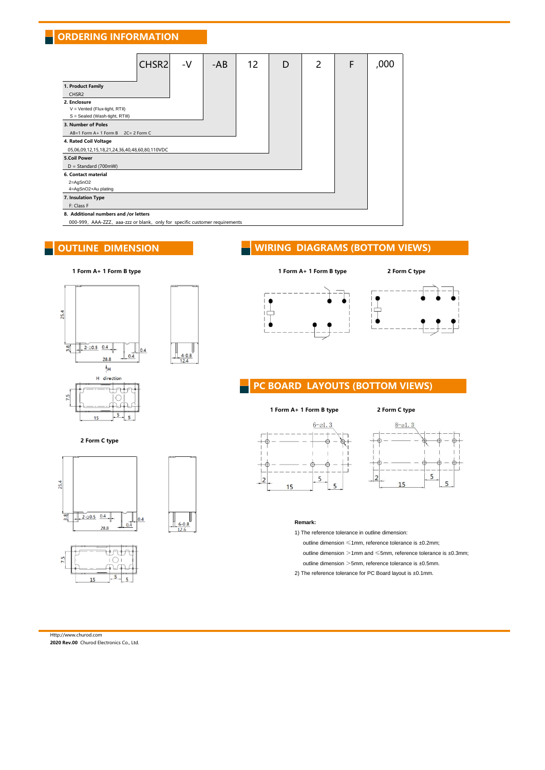## ORDERING INFORMATION

| CHSR2 | -V | -AB | 12 | D | 2 | F | ,000 |
|---|---|---|---|---|---|---|---|

**1. Product Family**
CHSR2

**2. Enclosure**
V = Vented (Flux-tight, RTII)
S = Sealed (Wash-tight, RTIII)

**3. Number of Poles**
AB=1 Form A+ 1 Form B  2C= 2 Form C

**4. Rated Coil Voltage**
05,06,09,12,15,18,21,24,36,40,48,60,80,110VDC

**5.Coil Power**
D = Standard (700mW)

**6. Contact material**
2=AgSnO2
4=AgSnO2+Au plating

**7. Insulation Type**
F: Class F

**8. Additional numbers and /or letters**
000-999, AAA-ZZZ, aaa-zzz or blank, only for specific customer requirements

## OUTLINE DIMENSION

1 Form A+ 1 Form B type

25.4, 3.8, 2-□0.5, 0.4, 28.8, 0.4, 0.4, 4-0.8, 12.4

H direction

7.5, 15, 5, 5

2 Form C type

25.4, 3.8, 2-□0.5, 0.4, 28.8, 0.4, 0.4, 6-0.8, 12.6

7.5, 15, 5, 5

## WIRING DIAGRAMS (BOTTOM VIEWS)

1 Form A+ 1 Form B type

2 Form C type

## PC BOARD LAYOUTS (BOTTOM VIEWS)

1 Form A+ 1 Form B type

6-⌀1.3, 2, 15, 5, 5

2 Form C type

8-⌀1.3, 2, 15, 5, 5

**Remark:**

1) The reference tolerance in outline dimension:
   outline dimension ≤1mm, reference tolerance is ±0.2mm;
   outline dimension >1mm and ≤5mm, reference tolerance is ±0.3mm;
   outline dimension >5mm, reference tolerance is ±0.5mm.

2) The reference tolerance for PC Board layout is ±0.1mm.

Http://www.churod.com
**2020 Rev.00** Churod Electronics Co., Ltd.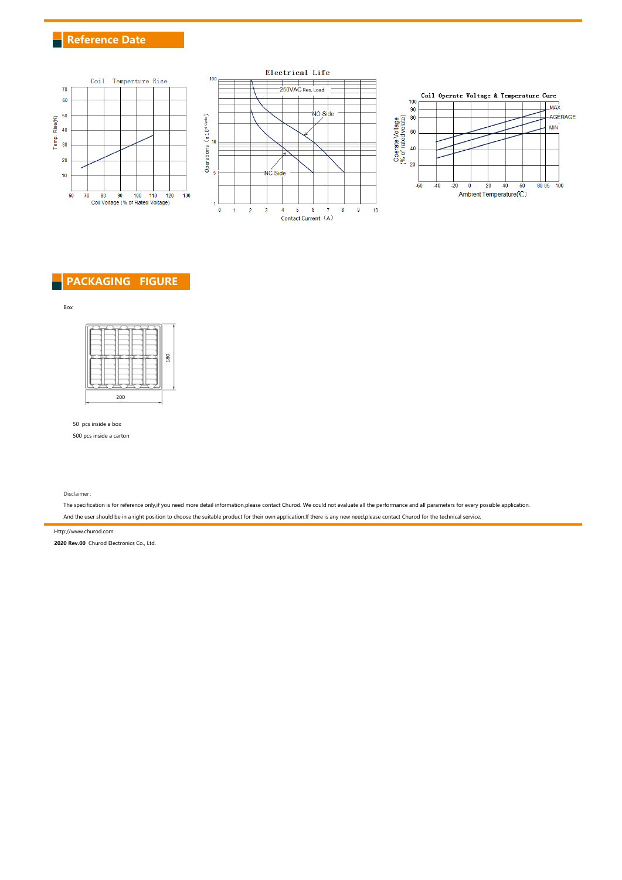## Reference Date

Coil Temperture Rise

Temp. Rise(K)

70
60
50
40
30
20
10

60 70 80 90 100 110 120 130

Coil Voltage (% of Rated Voltage)

Electrical Life

250VAC Res. Load

NO Side

NC Side

Operations (x10⁴ Cycle)

100
10
5
1

0 1 2 3 4 5 6 7 8 9 10

Contact Current (A)

Coil Operate Voltage & Temperature Cure

Operate Voltage (% of rated volatge)

100
90
80
60
40
20

MAX

AGERAGE

MIN

-60 -40 -20 0 20 40 60 80 85 100

Ambient Temperature(℃)

## PACKAGING FIGURE

Box

180

200

50 pcs inside a box

500 pcs inside a carton

Disclaimer:

The specification is for reference only,if you need more detail information,please contact Churod. We could not evaluate all the performance and all parameters for every possible application.

And the user should be in a right position to choose the suitable product for their own application.If there is any new need,please contact Churod for the technical service.

Http://www.churod.com

**2020 Rev.00** Churod Electronics Co., Ltd.